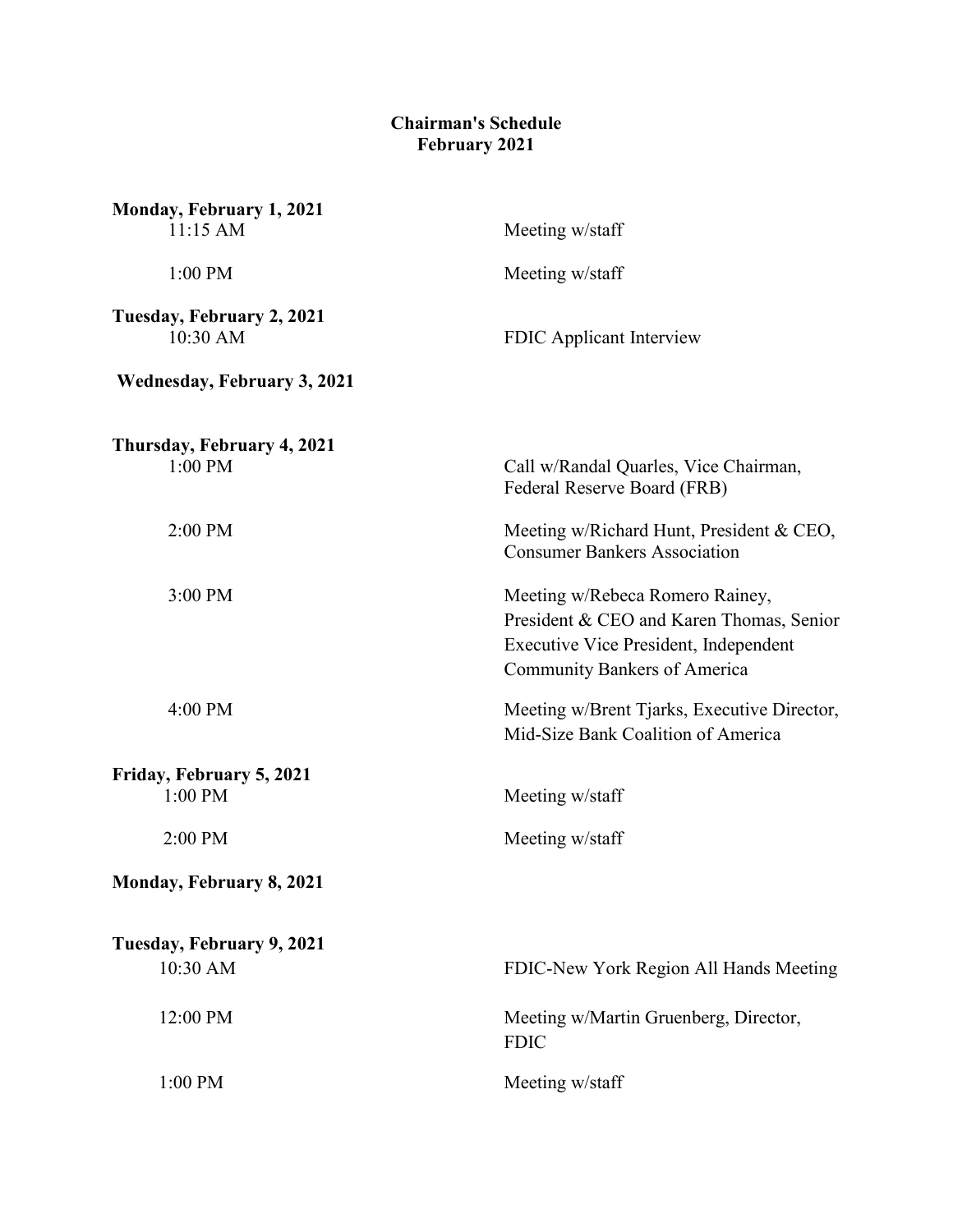# Chairman's Schedule
## February 2021

**Monday, February 1, 2021**

| | |
|---|---|
| 11:15 AM | Meeting w/staff |
| 1:00 PM | Meeting w/staff |

**Tuesday, February 2, 2021**

| | |
|---|---|
| 10:30 AM | FDIC Applicant Interview |

**Wednesday, February 3, 2021**

**Thursday, February 4, 2021**

| | |
|---|---|
| 1:00 PM | Call w/Randal Quarles, Vice Chairman, Federal Reserve Board (FRB) |
| 2:00 PM | Meeting w/Richard Hunt, President & CEO, Consumer Bankers Association |
| 3:00 PM | Meeting w/Rebeca Romero Rainey, President & CEO and Karen Thomas, Senior Executive Vice President, Independent Community Bankers of America |
| 4:00 PM | Meeting w/Brent Tjarks, Executive Director, Mid-Size Bank Coalition of America |

**Friday, February 5, 2021**

| | |
|---|---|
| 1:00 PM | Meeting w/staff |
| 2:00 PM | Meeting w/staff |

**Monday, February 8, 2021**

**Tuesday, February 9, 2021**

| | |
|---|---|
| 10:30 AM | FDIC-New York Region All Hands Meeting |
| 12:00 PM | Meeting w/Martin Gruenberg, Director, FDIC |
| 1:00 PM | Meeting w/staff |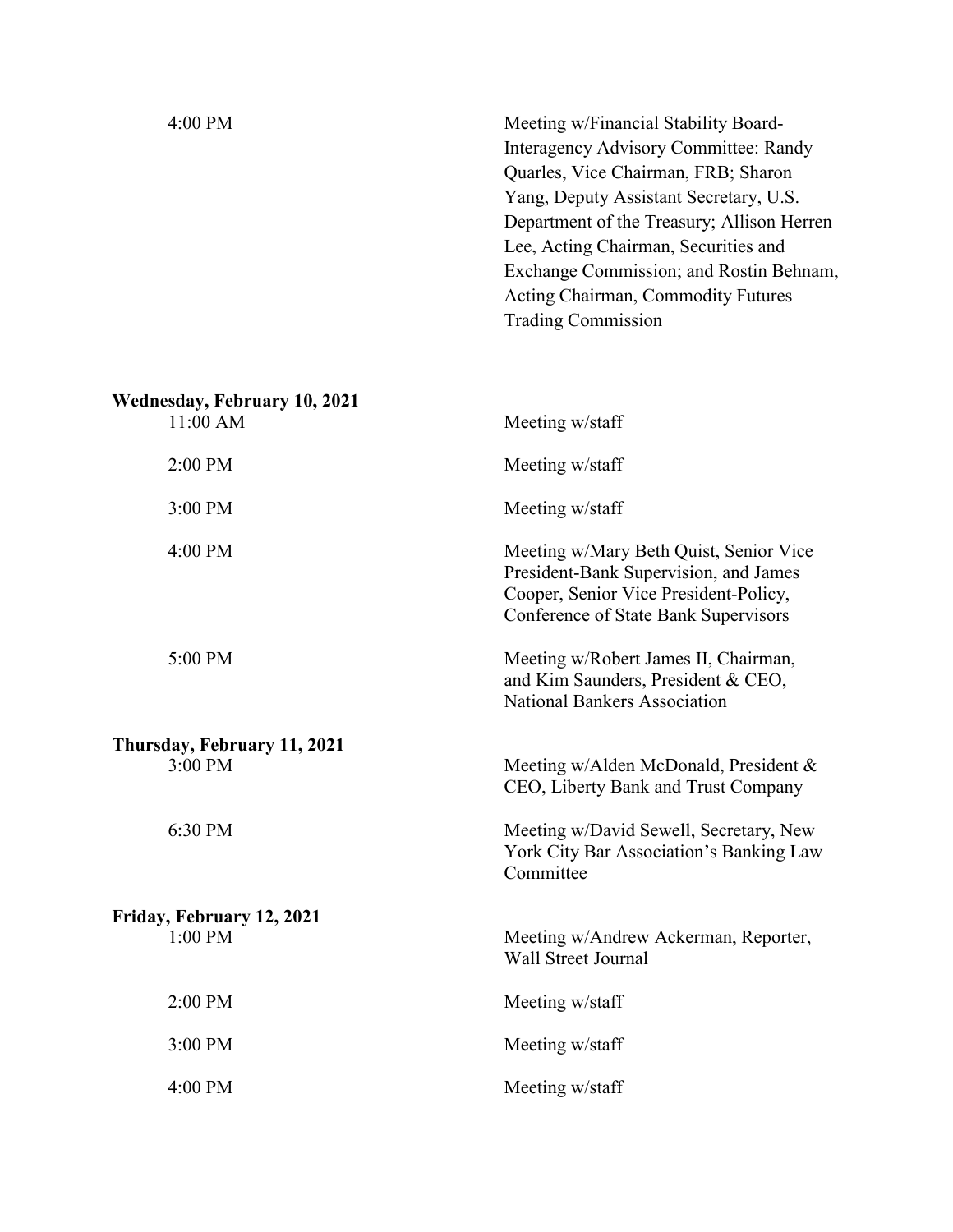| | |
|---|---|
| 4:00 PM | Meeting w/Financial Stability Board-Interagency Advisory Committee: Randy Quarles, Vice Chairman, FRB; Sharon Yang, Deputy Assistant Secretary, U.S. Department of the Treasury; Allison Herren Lee, Acting Chairman, Securities and Exchange Commission; and Rostin Behnam, Acting Chairman, Commodity Futures Trading Commission |

**Wednesday, February 10, 2021**

| | |
|---|---|
| 11:00 AM | Meeting w/staff |
| 2:00 PM | Meeting w/staff |
| 3:00 PM | Meeting w/staff |
| 4:00 PM | Meeting w/Mary Beth Quist, Senior Vice President-Bank Supervision, and James Cooper, Senior Vice President-Policy, Conference of State Bank Supervisors |
| 5:00 PM | Meeting w/Robert James II, Chairman, and Kim Saunders, President & CEO, National Bankers Association |

**Thursday, February 11, 2021**

| | |
|---|---|
| 3:00 PM | Meeting w/Alden McDonald, President & CEO, Liberty Bank and Trust Company |
| 6:30 PM | Meeting w/David Sewell, Secretary, New York City Bar Association's Banking Law Committee |

**Friday, February 12, 2021**

| | |
|---|---|
| 1:00 PM | Meeting w/Andrew Ackerman, Reporter, Wall Street Journal |
| 2:00 PM | Meeting w/staff |
| 3:00 PM | Meeting w/staff |
| 4:00 PM | Meeting w/staff |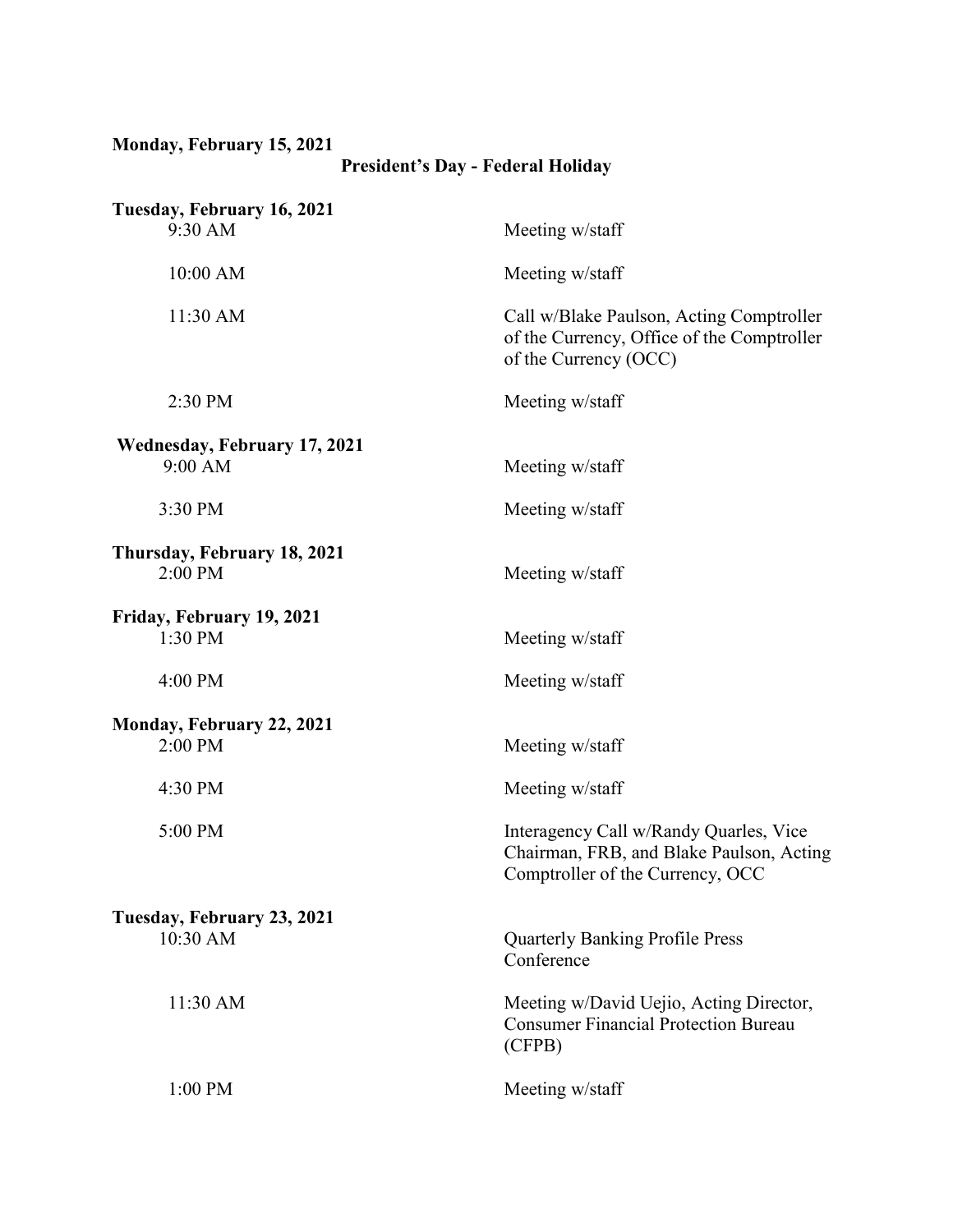**Monday, February 15, 2021**

**President's Day - Federal Holiday**

**Tuesday, February 16, 2021**

| | |
|---|---|
| 9:30 AM | Meeting w/staff |
| 10:00 AM | Meeting w/staff |
| 11:30 AM | Call w/Blake Paulson, Acting Comptroller of the Currency, Office of the Comptroller of the Currency (OCC) |
| 2:30 PM | Meeting w/staff |

**Wednesday, February 17, 2021**

| | |
|---|---|
| 9:00 AM | Meeting w/staff |
| 3:30 PM | Meeting w/staff |

**Thursday, February 18, 2021**

| | |
|---|---|
| 2:00 PM | Meeting w/staff |

**Friday, February 19, 2021**

| | |
|---|---|
| 1:30 PM | Meeting w/staff |
| 4:00 PM | Meeting w/staff |

**Monday, February 22, 2021**

| | |
|---|---|
| 2:00 PM | Meeting w/staff |
| 4:30 PM | Meeting w/staff |
| 5:00 PM | Interagency Call w/Randy Quarles, Vice Chairman, FRB, and Blake Paulson, Acting Comptroller of the Currency, OCC |

**Tuesday, February 23, 2021**

| | |
|---|---|
| 10:30 AM | Quarterly Banking Profile Press Conference |
| 11:30 AM | Meeting w/David Uejio, Acting Director, Consumer Financial Protection Bureau (CFPB) |
| 1:00 PM | Meeting w/staff |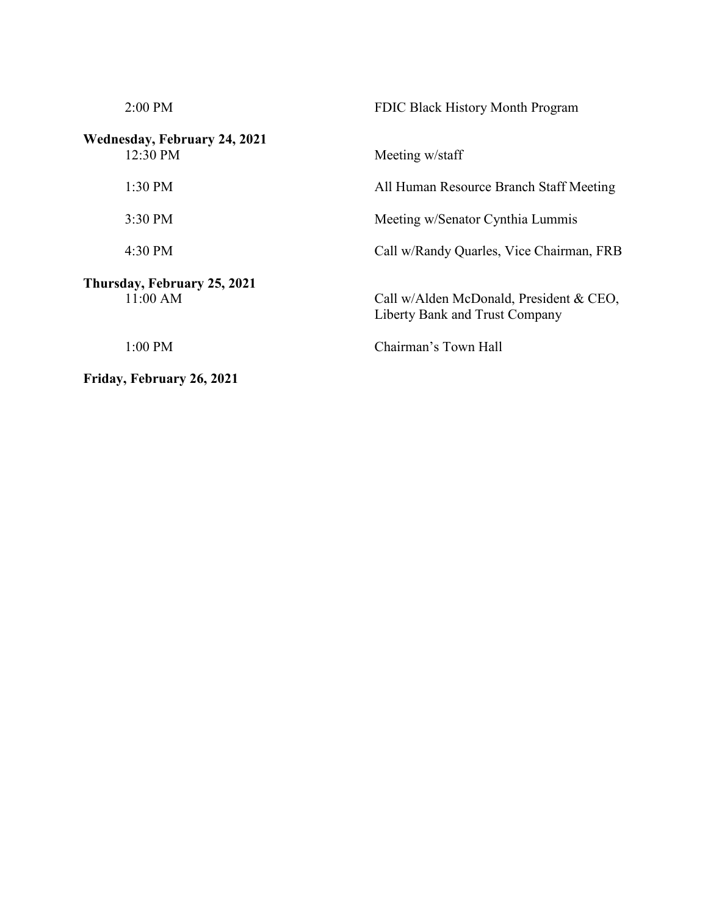| | |
|---|---|
| 2:00 PM | FDIC Black History Month Program |

**Wednesday, February 24, 2021**

| | |
|---|---|
| 12:30 PM | Meeting w/staff |
| 1:30 PM | All Human Resource Branch Staff Meeting |
| 3:30 PM | Meeting w/Senator Cynthia Lummis |
| 4:30 PM | Call w/Randy Quarles, Vice Chairman, FRB |

**Thursday, February 25, 2021**

| | |
|---|---|
| 11:00 AM | Call w/Alden McDonald, President & CEO, Liberty Bank and Trust Company |
| 1:00 PM | Chairman's Town Hall |

**Friday, February 26, 2021**